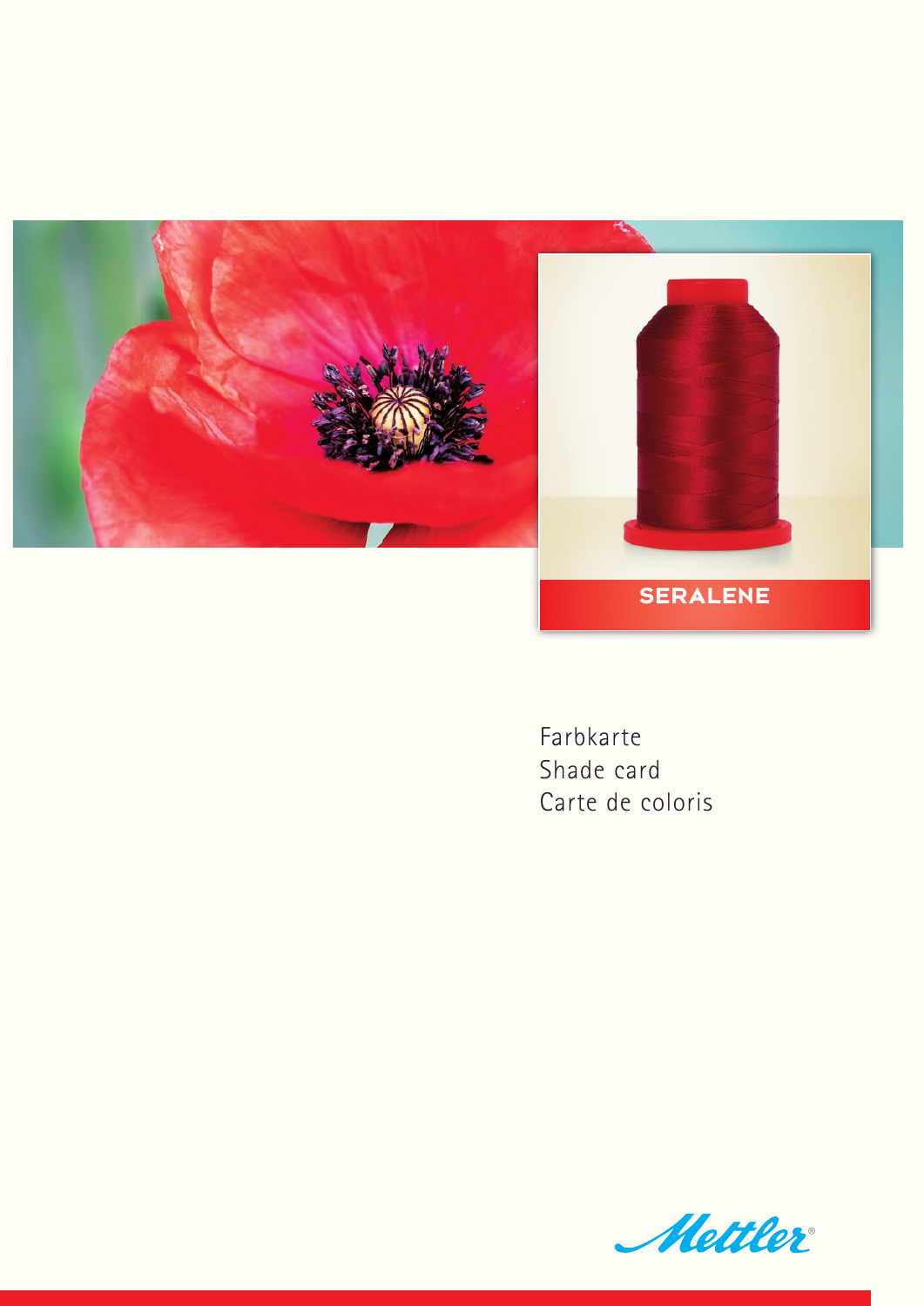# SERALENE

Farbkarte
Shade card
Carte de coloris

Mettler®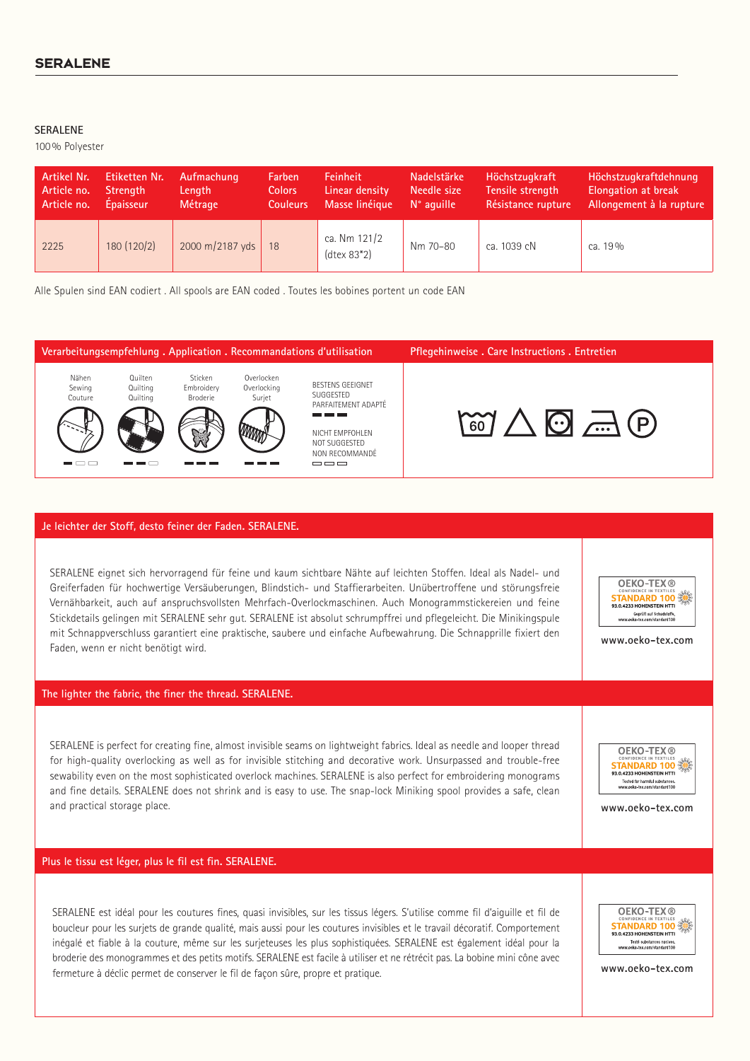## SERALENE

SERALENE

100 % Polyester

| Artikel Nr. Article no. Article no. | Etiketten Nr. Strength Épaisseur | Aufmachung Length Métrage | Farben Colors Couleurs | Feinheit Linear density Masse linéique | Nadelstärke Needle size N° aguille | Höchstzugkraft Tensile strength Résistance rupture | Höchstzugkraftdehnung Elongation at break Allongement à la rupture |
|---|---|---|---|---|---|---|---|
| 2225 | 180 (120/2) | 2000 m/2187 yds | 18 | ca. Nm 121/2 (dtex 83*2) | Nm 70–80 | ca. 1039 cN | ca. 19 % |

Alle Spulen sind EAN codiert . All spools are EAN coded . Toutes les bobines portent un code EAN

| Verarbeitungsempfehlung . Application . Recommandations d'utilisation | | | | | Pflegehinweise . Care Instructions . Entretien |
|---|---|---|---|---|---|
| Nähen Sewing Couture | Quilten Quilting Quilting | Sticken Embroidery Broderie | Overlocken Overlocking Surjet | BESTENS GEEIGNET SUGGESTED PARFAITEMENT ADAPTÉ ▬ ▬ ▬ / NICHT EMPFOHLEN NOT SUGGESTED NON RECOMMANDÉ ▭ ▭ ▭ | 60 |
| ▬ ▭ ▭ | ▬ ▬ ▭ | ▬ ▬ ▬ | ▬ ▬ ▬ | | |

### Je leichter der Stoff, desto feiner der Faden. SERALENE.

SERALENE eignet sich hervorragend für feine und kaum sichtbare Nähte auf leichten Stoffen. Ideal als Nadel- und Greiferfaden für hochwertige Versäuberungen, Blindstich- und Staffierarbeiten. Unübertroffene und störungsfreie Vernähbarkeit, auch auf anspruchsvollsten Mehrfach-Overlockmaschinen. Auch Monogrammstickereien und feine Stickdetails gelingen mit SERALENE sehr gut. SERALENE ist absolut schrumpffrei und pflegeleicht. Die Minikingspule mit Schnappverschluss garantiert eine praktische, saubere und einfache Aufbewahrung. Die Schnapprille fixiert den Faden, wenn er nicht benötigt wird.

OEKO-TEX® CONFIDENCE IN TEXTILES STANDARD 100 93.0.4233 HOHENSTEIN HTTI Geprüft auf Schadstoffe. www.oeko-tex.com/standard100

www.oeko-tex.com

### The lighter the fabric, the finer the thread. SERALENE.

SERALENE is perfect for creating fine, almost invisible seams on lightweight fabrics. Ideal as needle and looper thread for high-quality overlocking as well as for invisible stitching and decorative work. Unsurpassed and trouble-free sewability even on the most sophisticated overlock machines. SERALENE is also perfect for embroidering monograms and fine details. SERALENE does not shrink and is easy to use. The snap-lock Miniking spool provides a safe, clean and practical storage place.

OEKO-TEX® CONFIDENCE IN TEXTILES STANDARD 100 93.0.4233 HOHENSTEIN HTTI Tested for harmful substances. www.oeko-tex.com/standard100

www.oeko-tex.com

### Plus le tissu est léger, plus le fil est fin. SERALENE.

SERALENE est idéal pour les coutures fines, quasi invisibles, sur les tissus légers. S'utilise comme fil d'aiguille et fil de boucleur pour les surjets de grande qualité, mais aussi pour les coutures invisibles et le travail décoratif. Comportement inégalé et fiable à la couture, même sur les surjeteuses les plus sophistiquées. SERALENE est également idéal pour la broderie des monogrammes et des petits motifs. SERALENE est facile à utiliser et ne rétrécit pas. La bobine mini cône avec fermeture à déclic permet de conserver le fil de façon sûre, propre et pratique.

OEKO-TEX® CONFIDENCE IN TEXTILES STANDARD 100 93.0.4233 HOHENSTEIN HTTI Testé substances nocives. www.oeko-tex.com/standard100

www.oeko-tex.com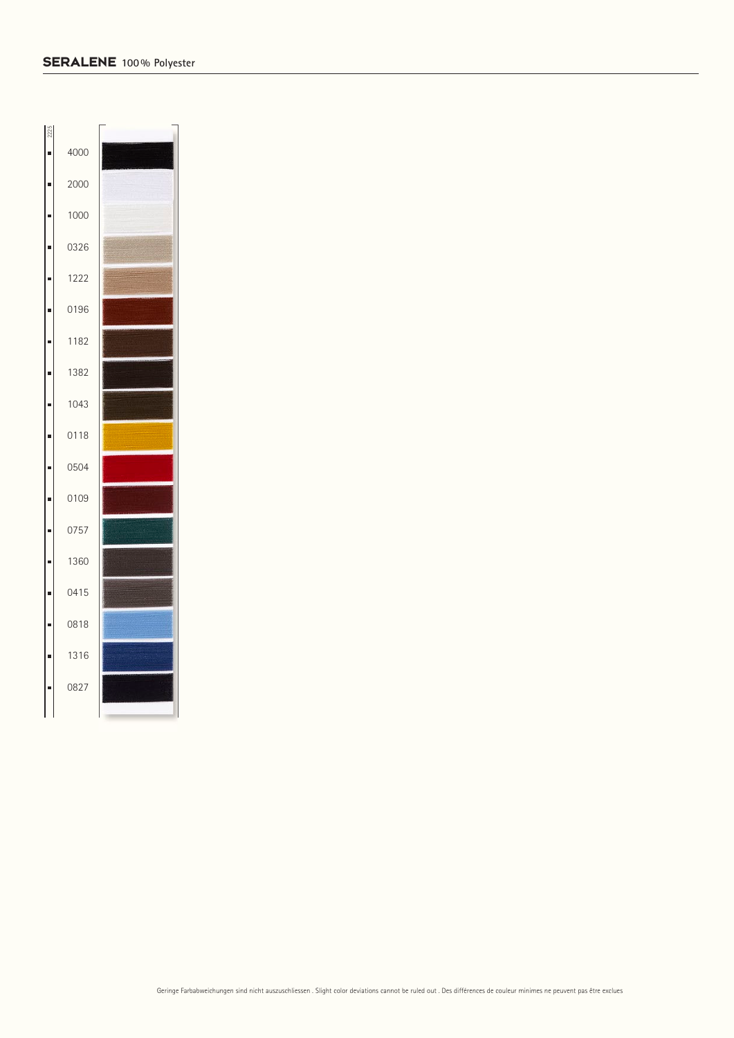**SERALENE** 100 % Polyester

2225

- 4000
- 2000
- 1000
- 0326
- 1222
- 0196
- 1182
- 1382
- 1043
- 0118
- 0504
- 0109
- 0757
- 1360
- 0415
- 0818
- 1316
- 0827

Geringe Farbabweichungen sind nicht auszuschliessen . Slight color deviations cannot be ruled out . Des différences de couleur minimes ne peuvent pas être exclues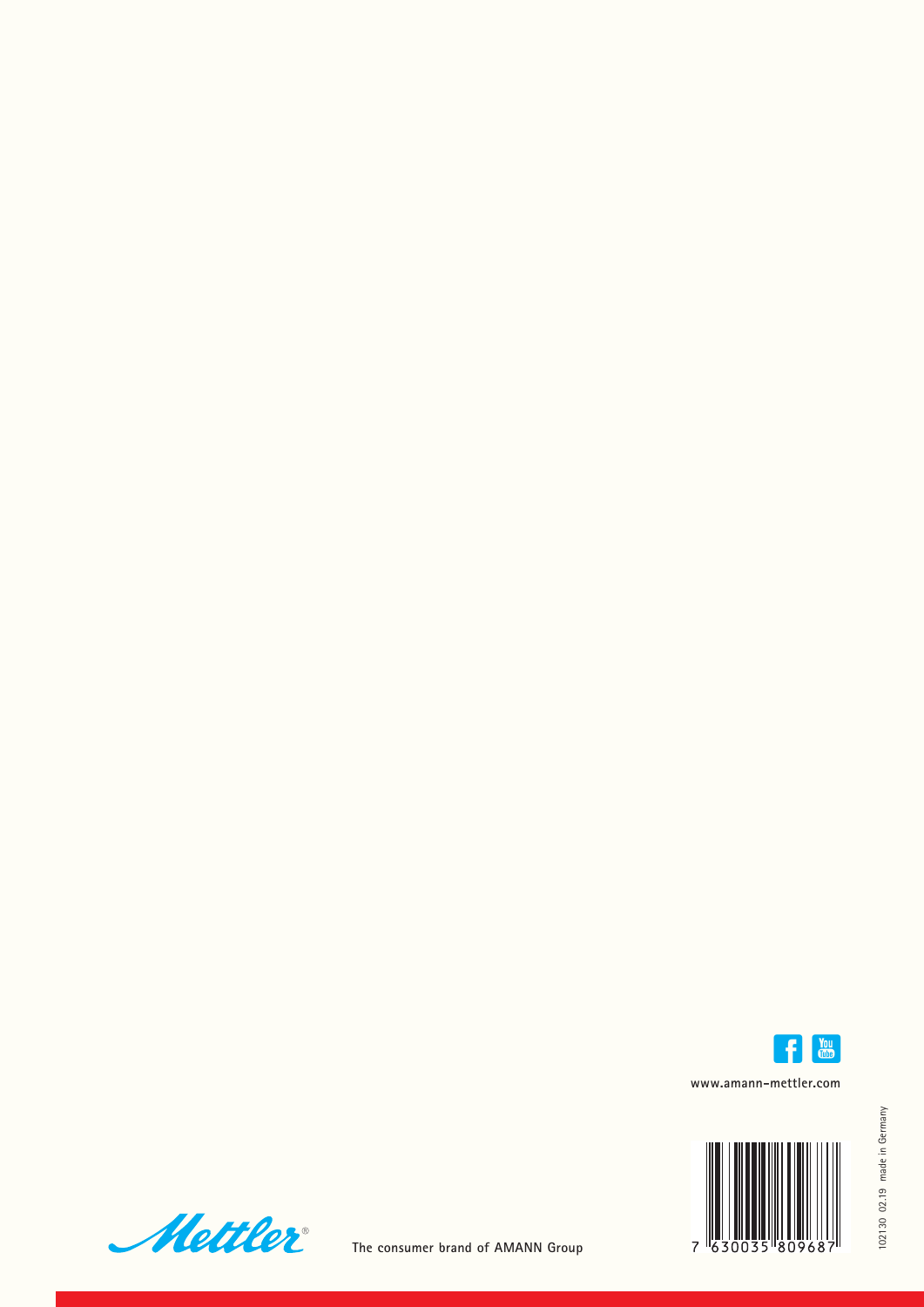www.amann-mettler.com

7 630035 809687

102130 02.19 made in Germany

Mettler®

The consumer brand of AMANN Group